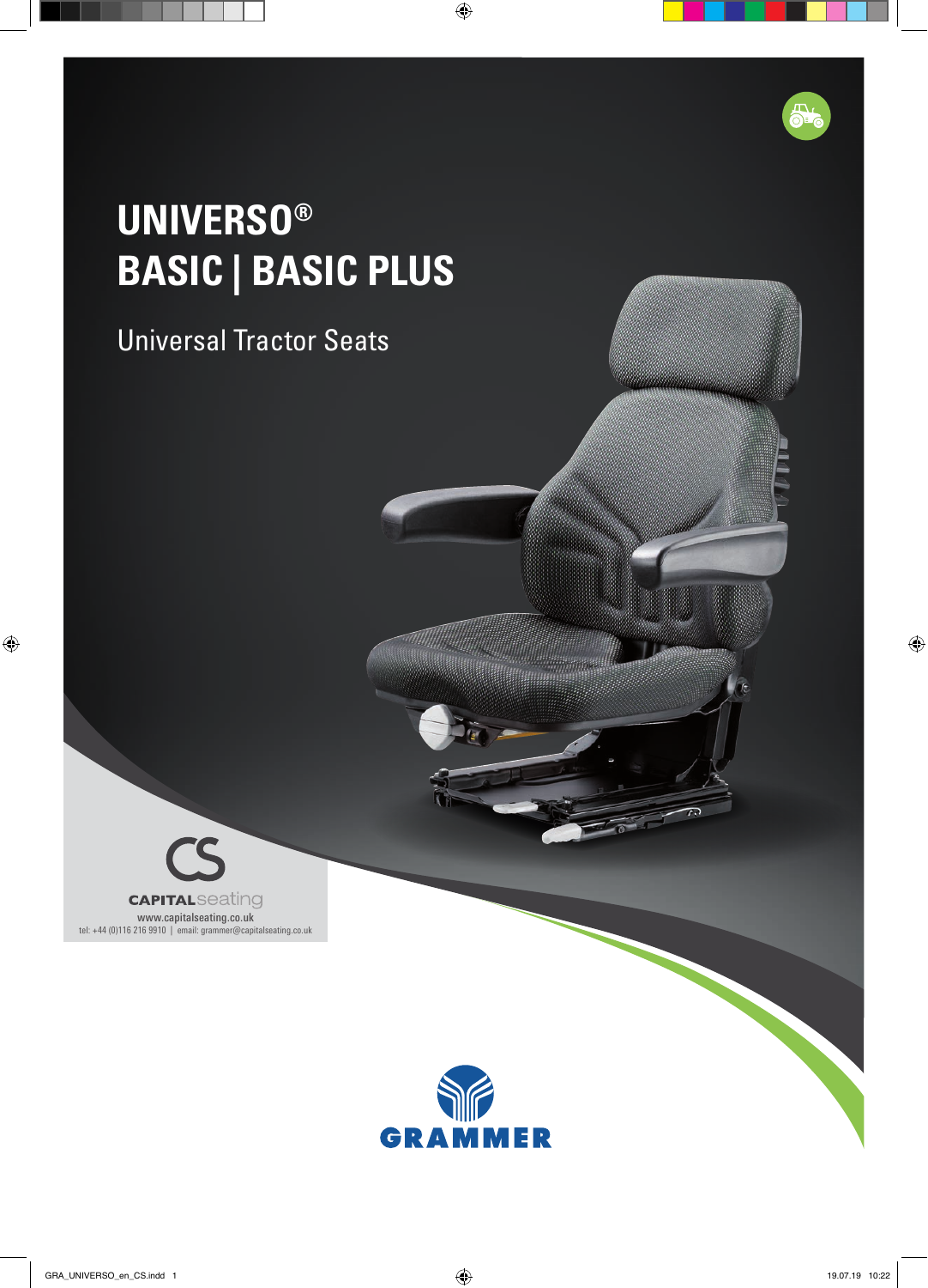# UNIVERSO®
# BASIC | BASIC PLUS

## Universal Tractor Seats

CAPITALseating
www.capitalseating.co.uk
tel: +44 (0)116 216 9910 | email: grammer@capitalseating.co.uk

GRAMMER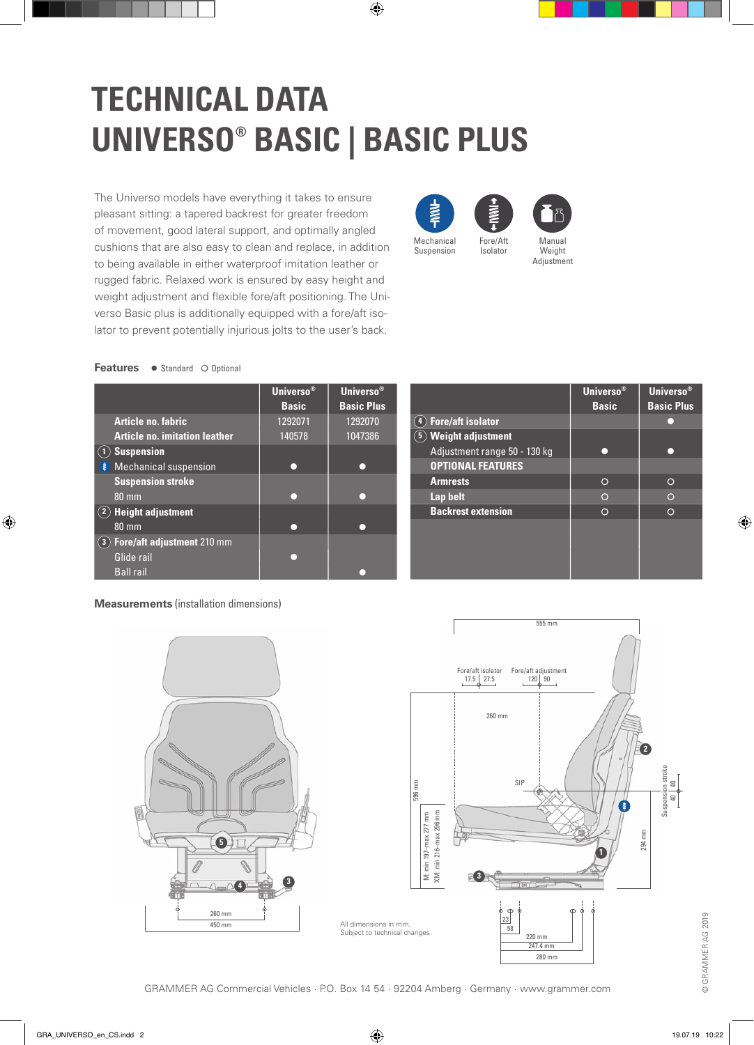# TECHNICAL DATA
# UNIVERSO® BASIC | BASIC PLUS

The Universo models have everything it takes to ensure pleasant sitting: a tapered backrest for greater freedom of movement, good lateral support, and optimally angled cushions that are also easy to clean and replace, in addition to being available in either waterproof imitation leather or rugged fabric. Relaxed work is ensured by easy height and weight adjustment and flexible fore/aft positioning. The Universo Basic plus is additionally equipped with a fore/aft isolator to prevent potentially injurious jolts to the user's back.

Mechanical Suspension

Fore/Aft Isolator

Manual Weight Adjustment

**Features** ● Standard ○ Optional

| | Universo® Basic | Universo® Basic Plus |
|---|---|---|
| **Article no. fabric** | 1292071 | 1292070 |
| **Article no. imitation leather** | 140578 | 1047386 |
| ① **Suspension** | | |
| Mechanical suspension | ● | ● |
| **Suspension stroke** | | |
| 80 mm | ● | ● |
| ② **Height adjustment** | | |
| 80 mm | ● | ● |
| ③ **Fore/aft adjustment** 210 mm | | |
| Glide rail | ● | |
| Ball rail | | ● |

| | Universo® Basic | Universo® Basic Plus |
|---|---|---|
| ④ **Fore/aft isolator** | | ● |
| ⑤ **Weight adjustment** | | |
| Adjustment range 50 - 130 kg | ● | ● |
| **OPTIONAL FEATURES** | | |
| **Armrests** | ○ | ○ |
| **Lap belt** | ○ | ○ |
| **Backrest extension** | ○ | ○ |

**Measurements** (installation dimensions)

260 mm
450 mm

555 mm
Fore/aft isolator 17.5 27.5
Fore/aft adjustment 120 90
260 mm
SIP
596 mm
M: min 197–max 277 mm
XM: min 216–max 296 mm
Suspension stroke 40 40
294 mm
23
58
220 mm
247.4 mm
280 mm

All dimensions in mm.
Subject to technical changes.

GRAMMER AG Commercial Vehicles · P.O. Box 14 54 · 92204 Amberg · Germany · www.grammer.com

© GRAMMER AG 2019